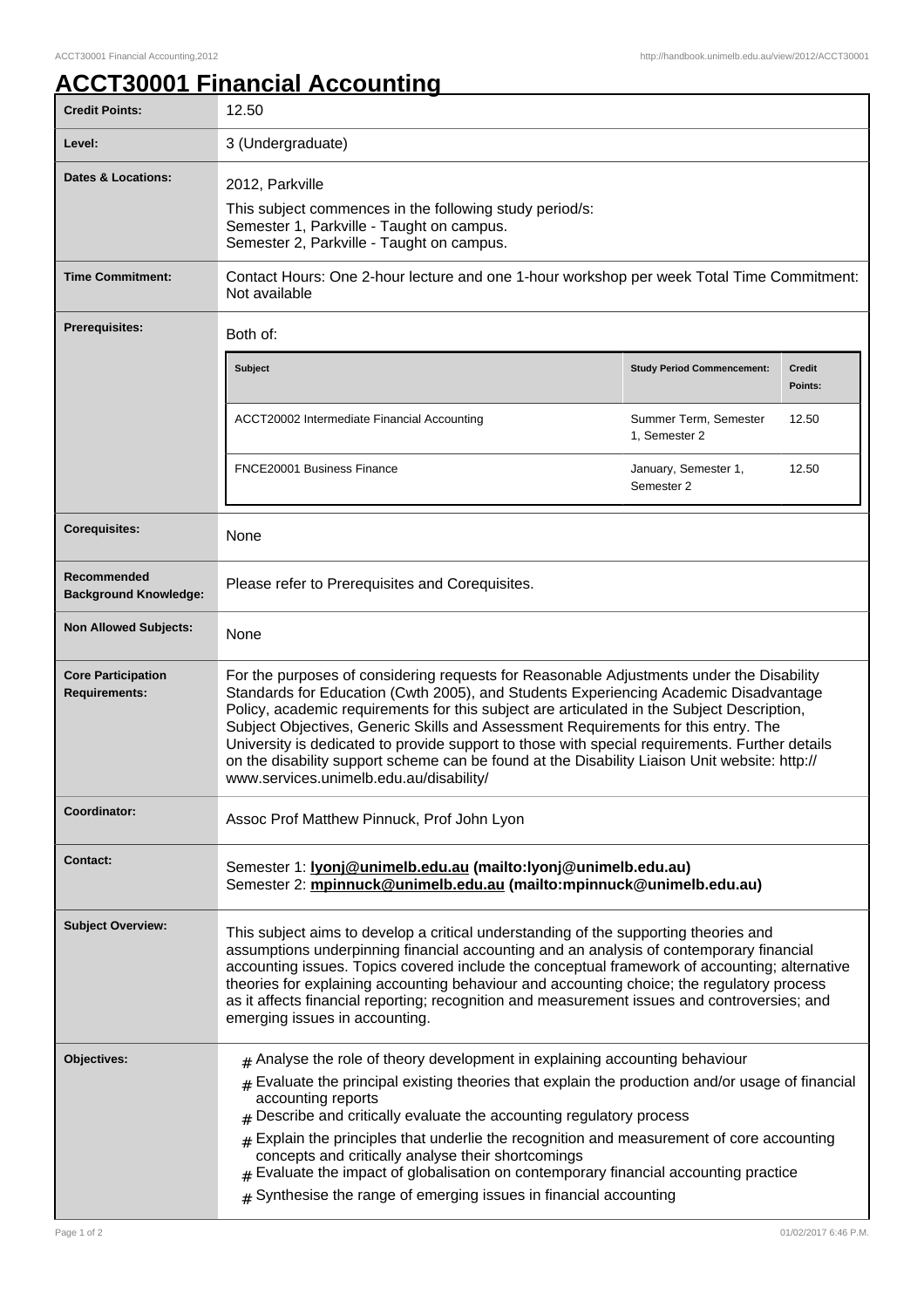# ACCT30001 Financial Accounting

| | |
|---|---|
| **Credit Points:** | 12.50 |
| **Level:** | 3 (Undergraduate) |
| **Dates & Locations:** | 2012, Parkville<br>This subject commences in the following study period/s:<br>Semester 1, Parkville - Taught on campus.<br>Semester 2, Parkville - Taught on campus. |
| **Time Commitment:** | Contact Hours: One 2-hour lecture and one 1-hour workshop per week Total Time Commitment: Not available |
| **Prerequisites:** | Both of:<br>**Subject** / **Study Period Commencement:** / **Credit Points:**<br>ACCT20002 Intermediate Financial Accounting / Summer Term, Semester 1, Semester 2 / 12.50<br>FNCE20001 Business Finance / January, Semester 1, Semester 2 / 12.50 |
| **Corequisites:** | None |
| **Recommended Background Knowledge:** | Please refer to Prerequisites and Corequisites. |
| **Non Allowed Subjects:** | None |
| **Core Participation Requirements:** | For the purposes of considering requests for Reasonable Adjustments under the Disability Standards for Education (Cwth 2005), and Students Experiencing Academic Disadvantage Policy, academic requirements for this subject are articulated in the Subject Description, Subject Objectives, Generic Skills and Assessment Requirements for this entry. The University is dedicated to provide support to those with special requirements. Further details on the disability support scheme can be found at the Disability Liaison Unit website: http://www.services.unimelb.edu.au/disability/ |
| **Coordinator:** | Assoc Prof Matthew Pinnuck, Prof John Lyon |
| **Contact:** | Semester 1: **lyonj@unimelb.edu.au (mailto:lyonj@unimelb.edu.au)**<br>Semester 2: **mpinnuck@unimelb.edu.au (mailto:mpinnuck@unimelb.edu.au)** |
| **Subject Overview:** | This subject aims to develop a critical understanding of the supporting theories and assumptions underpinning financial accounting and an analysis of contemporary financial accounting issues. Topics covered include the conceptual framework of accounting; alternative theories for explaining accounting behaviour and accounting choice; the regulatory process as it affects financial reporting; recognition and measurement issues and controversies; and emerging issues in accounting. |
| **Objectives:** | # Analyse the role of theory development in explaining accounting behaviour<br># Evaluate the principal existing theories that explain the production and/or usage of financial accounting reports<br># Describe and critically evaluate the accounting regulatory process<br># Explain the principles that underlie the recognition and measurement of core accounting concepts and critically analyse their shortcomings<br># Evaluate the impact of globalisation on contemporary financial accounting practice<br># Synthesise the range of emerging issues in financial accounting |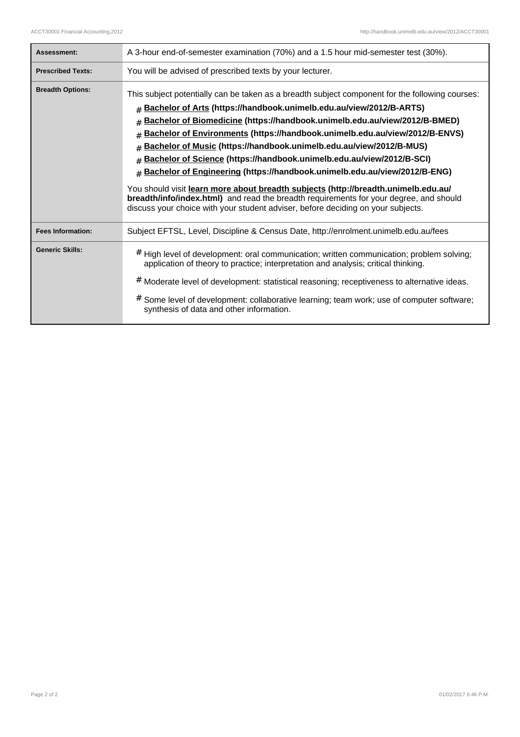| | |
|---|---|
| **Assessment:** | A 3-hour end-of-semester examination (70%) and a 1.5 hour mid-semester test (30%). |
| **Prescribed Texts:** | You will be advised of prescribed texts by your lecturer. |
| **Breadth Options:** | This subject potentially can be taken as a breadth subject component for the following courses:<br># **Bachelor of Arts (https://handbook.unimelb.edu.au/view/2012/B-ARTS)**<br># **Bachelor of Biomedicine (https://handbook.unimelb.edu.au/view/2012/B-BMED)**<br># **Bachelor of Environments (https://handbook.unimelb.edu.au/view/2012/B-ENVS)**<br># **Bachelor of Music (https://handbook.unimelb.edu.au/view/2012/B-MUS)**<br># **Bachelor of Science (https://handbook.unimelb.edu.au/view/2012/B-SCI)**<br># **Bachelor of Engineering (https://handbook.unimelb.edu.au/view/2012/B-ENG)**<br>You should visit **learn more about breadth subjects (http://breadth.unimelb.edu.au/breadth/info/index.html)** and read the breadth requirements for your degree, and should discuss your choice with your student adviser, before deciding on your subjects. |
| **Fees Information:** | Subject EFTSL, Level, Discipline & Census Date, http://enrolment.unimelb.edu.au/fees |
| **Generic Skills:** | # High level of development: oral communication; written communication; problem solving; application of theory to practice; interpretation and analysis; critical thinking.<br># Moderate level of development: statistical reasoning; receptiveness to alternative ideas.<br># Some level of development: collaborative learning; team work; use of computer software; synthesis of data and other information. |